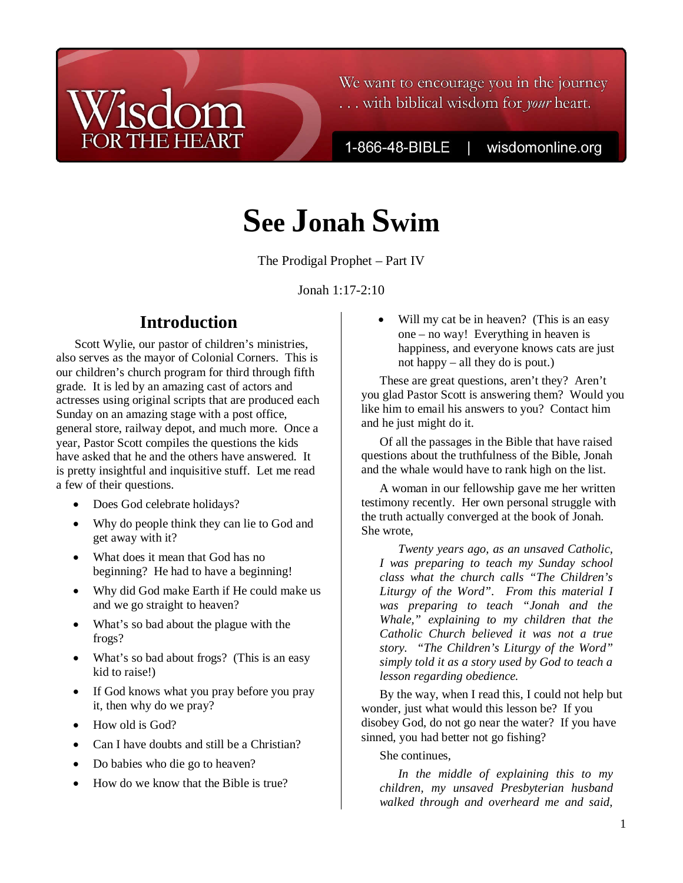# See Jonah Swim

The Prodigal Prophet – Part IV

Jonah 1:17-2:10

## Introduction

Scott Wylie, our pastor of children's ministries, also serves as the mayor of Colonial Corners. This is our children's church program for third through fifth grade. It is led by an amazing cast of actors and actresses using original scripts that are produced each Sunday on an amazing stage with a post office, general store, railway depot, and much more. Once a year, Pastor Scott compiles the questions the kids have asked that he and the others have answered. It is pretty insightful and inquisitive stuff. Let me read a few of their questions.

- Does God celebrate holidays?
- Why do people think they can lie to God and get away with it?
- What does it mean that God has no beginning? He had to have a beginning!
- Why did God make Earth if He could make us and we go straight to heaven?
- What's so bad about the plague with the frogs?
- What's so bad about frogs? (This is an easy kid to raise!)
- If God knows what you pray before you pray it, then why do we pray?
- How old is God?
- Can I have doubts and still be a Christian?
- Do babies who die go to heaven?
- How do we know that the Bible is true?
- Will my cat be in heaven? (This is an easy one – no way! Everything in heaven is happiness, and everyone knows cats are just not happy – all they do is pout.)

These are great questions, aren't they? Aren't you glad Pastor Scott is answering them? Would you like him to email his answers to you? Contact him and he just might do it.

Of all the passages in the Bible that have raised questions about the truthfulness of the Bible, Jonah and the whale would have to rank high on the list.

A woman in our fellowship gave me her written testimony recently. Her own personal struggle with the truth actually converged at the book of Jonah. She wrote,

*Twenty years ago, as an unsaved Catholic, I was preparing to teach my Sunday school class what the church calls "The Children's Liturgy of the Word". From this material I was preparing to teach "Jonah and the Whale," explaining to my children that the Catholic Church believed it was not a true story. "The Children's Liturgy of the Word" simply told it as a story used by God to teach a lesson regarding obedience.*

By the way, when I read this, I could not help but wonder, just what would this lesson be? If you disobey God, do not go near the water? If you have sinned, you had better not go fishing?

She continues,

*In the middle of explaining this to my children, my unsaved Presbyterian husband walked through and overheard me and said,*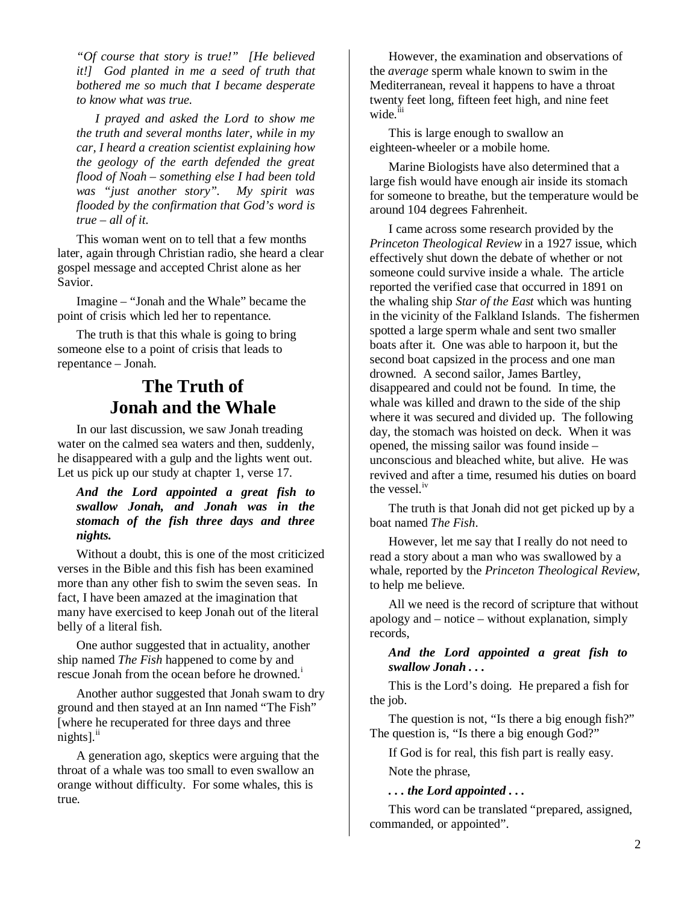*"Of course that story is true!" [He believed it!] God planted in me a seed of truth that bothered me so much that I became desperate to know what was true.*

*I prayed and asked the Lord to show me the truth and several months later, while in my car, I heard a creation scientist explaining how the geology of the earth defended the great flood of Noah – something else I had been told was "just another story". My spirit was flooded by the confirmation that God's word is true – all of it.*

This woman went on to tell that a few months later, again through Christian radio, she heard a clear gospel message and accepted Christ alone as her Savior.

Imagine – "Jonah and the Whale" became the point of crisis which led her to repentance.

The truth is that this whale is going to bring someone else to a point of crisis that leads to repentance – Jonah.

## The Truth of Jonah and the Whale

In our last discussion, we saw Jonah treading water on the calmed sea waters and then, suddenly, he disappeared with a gulp and the lights went out. Let us pick up our study at chapter 1, verse 17.

***And the Lord appointed a great fish to swallow Jonah, and Jonah was in the stomach of the fish three days and three nights.***

Without a doubt, this is one of the most criticized verses in the Bible and this fish has been examined more than any other fish to swim the seven seas. In fact, I have been amazed at the imagination that many have exercised to keep Jonah out of the literal belly of a literal fish.

One author suggested that in actuality, another ship named *The Fish* happened to come by and rescue Jonah from the ocean before he drowned.[i]

Another author suggested that Jonah swam to dry ground and then stayed at an Inn named "The Fish" [where he recuperated for three days and three nights].[ii]

A generation ago, skeptics were arguing that the throat of a whale was too small to even swallow an orange without difficulty. For some whales, this is true.

However, the examination and observations of the *average* sperm whale known to swim in the Mediterranean, reveal it happens to have a throat twenty feet long, fifteen feet high, and nine feet wide.[iii]

This is large enough to swallow an eighteen-wheeler or a mobile home.

Marine Biologists have also determined that a large fish would have enough air inside its stomach for someone to breathe, but the temperature would be around 104 degrees Fahrenheit.

I came across some research provided by the *Princeton Theological Review* in a 1927 issue, which effectively shut down the debate of whether or not someone could survive inside a whale. The article reported the verified case that occurred in 1891 on the whaling ship *Star of the East* which was hunting in the vicinity of the Falkland Islands. The fishermen spotted a large sperm whale and sent two smaller boats after it. One was able to harpoon it, but the second boat capsized in the process and one man drowned. A second sailor, James Bartley, disappeared and could not be found. In time, the whale was killed and drawn to the side of the ship where it was secured and divided up. The following day, the stomach was hoisted on deck. When it was opened, the missing sailor was found inside – unconscious and bleached white, but alive. He was revived and after a time, resumed his duties on board the vessel.[iv]

The truth is that Jonah did not get picked up by a boat named *The Fish*.

However, let me say that I really do not need to read a story about a man who was swallowed by a whale, reported by the *Princeton Theological Review*, to help me believe.

All we need is the record of scripture that without apology and – notice – without explanation, simply records,

***And the Lord appointed a great fish to swallow Jonah . . .***

This is the Lord's doing. He prepared a fish for the job.

The question is not, "Is there a big enough fish?" The question is, "Is there a big enough God?"

If God is for real, this fish part is really easy.

Note the phrase,

***. . . the Lord appointed . . .***

This word can be translated "prepared, assigned, commanded, or appointed".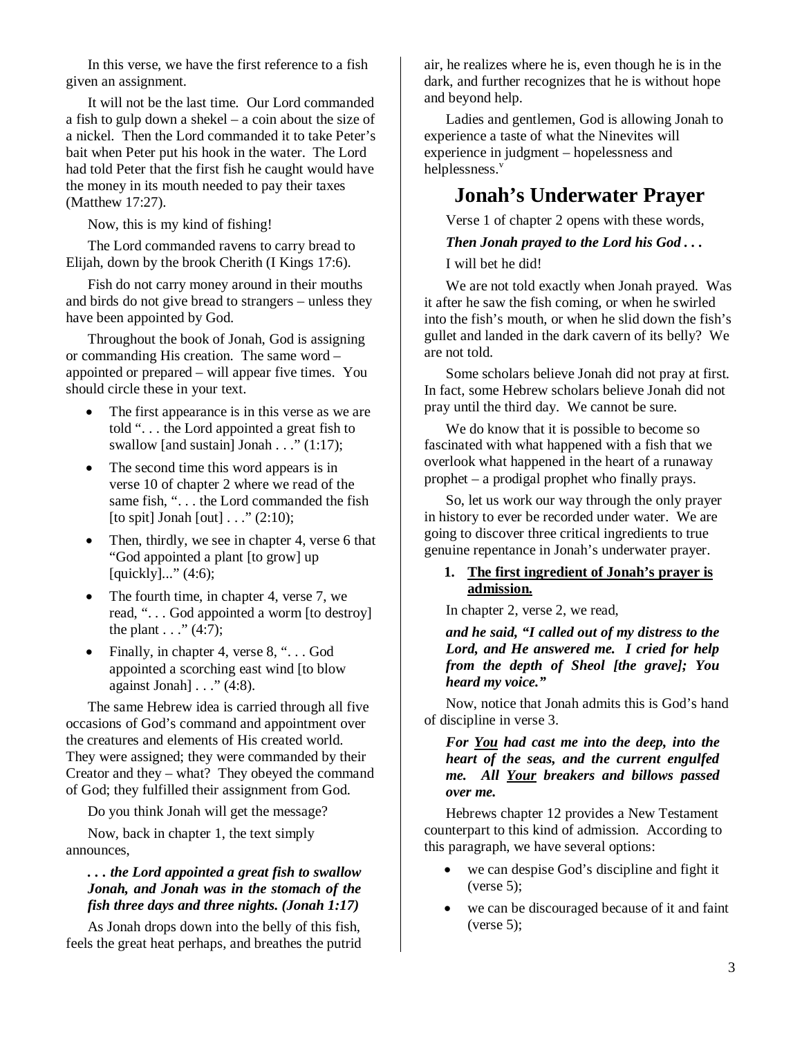In this verse, we have the first reference to a fish given an assignment.

It will not be the last time. Our Lord commanded a fish to gulp down a shekel – a coin about the size of a nickel. Then the Lord commanded it to take Peter's bait when Peter put his hook in the water. The Lord had told Peter that the first fish he caught would have the money in its mouth needed to pay their taxes (Matthew 17:27).

Now, this is my kind of fishing!

The Lord commanded ravens to carry bread to Elijah, down by the brook Cherith (I Kings 17:6).

Fish do not carry money around in their mouths and birds do not give bread to strangers – unless they have been appointed by God.

Throughout the book of Jonah, God is assigning or commanding His creation. The same word – appointed or prepared – will appear five times. You should circle these in your text.

- The first appearance is in this verse as we are told ". . . the Lord appointed a great fish to swallow [and sustain] Jonah . . ." (1:17);
- The second time this word appears is in verse 10 of chapter 2 where we read of the same fish, ". . . the Lord commanded the fish [to spit] Jonah [out] . . ." (2:10);
- Then, thirdly, we see in chapter 4, verse 6 that "God appointed a plant [to grow] up [quickly]..." (4:6);
- The fourth time, in chapter 4, verse 7, we read, ". . . God appointed a worm [to destroy] the plant . . ." (4:7);
- Finally, in chapter 4, verse 8, ". . . God appointed a scorching east wind [to blow against Jonah] . . ." (4:8).

The same Hebrew idea is carried through all five occasions of God's command and appointment over the creatures and elements of His created world. They were assigned; they were commanded by their Creator and they – what? They obeyed the command of God; they fulfilled their assignment from God.

Do you think Jonah will get the message?

Now, back in chapter 1, the text simply announces,

***. . . the Lord appointed a great fish to swallow Jonah, and Jonah was in the stomach of the fish three days and three nights. (Jonah 1:17)***

As Jonah drops down into the belly of this fish, feels the great heat perhaps, and breathes the putrid air, he realizes where he is, even though he is in the dark, and further recognizes that he is without hope and beyond help.

Ladies and gentlemen, God is allowing Jonah to experience a taste of what the Ninevites will experience in judgment – hopelessness and helplessness.[v]

## Jonah's Underwater Prayer

Verse 1 of chapter 2 opens with these words,

***Then Jonah prayed to the Lord his God . . .***

I will bet he did!

We are not told exactly when Jonah prayed. Was it after he saw the fish coming, or when he swirled into the fish's mouth, or when he slid down the fish's gullet and landed in the dark cavern of its belly? We are not told.

Some scholars believe Jonah did not pray at first. In fact, some Hebrew scholars believe Jonah did not pray until the third day. We cannot be sure.

We do know that it is possible to become so fascinated with what happened with a fish that we overlook what happened in the heart of a runaway prophet – a prodigal prophet who finally prays.

So, let us work our way through the only prayer in history to ever be recorded under water. We are going to discover three critical ingredients to true genuine repentance in Jonah's underwater prayer.

1. **<u>The first ingredient of Jonah's prayer is admission.</u>**

In chapter 2, verse 2, we read,

***and he said, "I called out of my distress to the Lord, and He answered me. I cried for help from the depth of Sheol [the grave]; You heard my voice."***

Now, notice that Jonah admits this is God's hand of discipline in verse 3.

***For <u>You</u> had cast me into the deep, into the heart of the seas, and the current engulfed me. All <u>Your</u> breakers and billows passed over me.***

Hebrews chapter 12 provides a New Testament counterpart to this kind of admission. According to this paragraph, we have several options:

- we can despise God's discipline and fight it (verse 5);
- we can be discouraged because of it and faint (verse 5);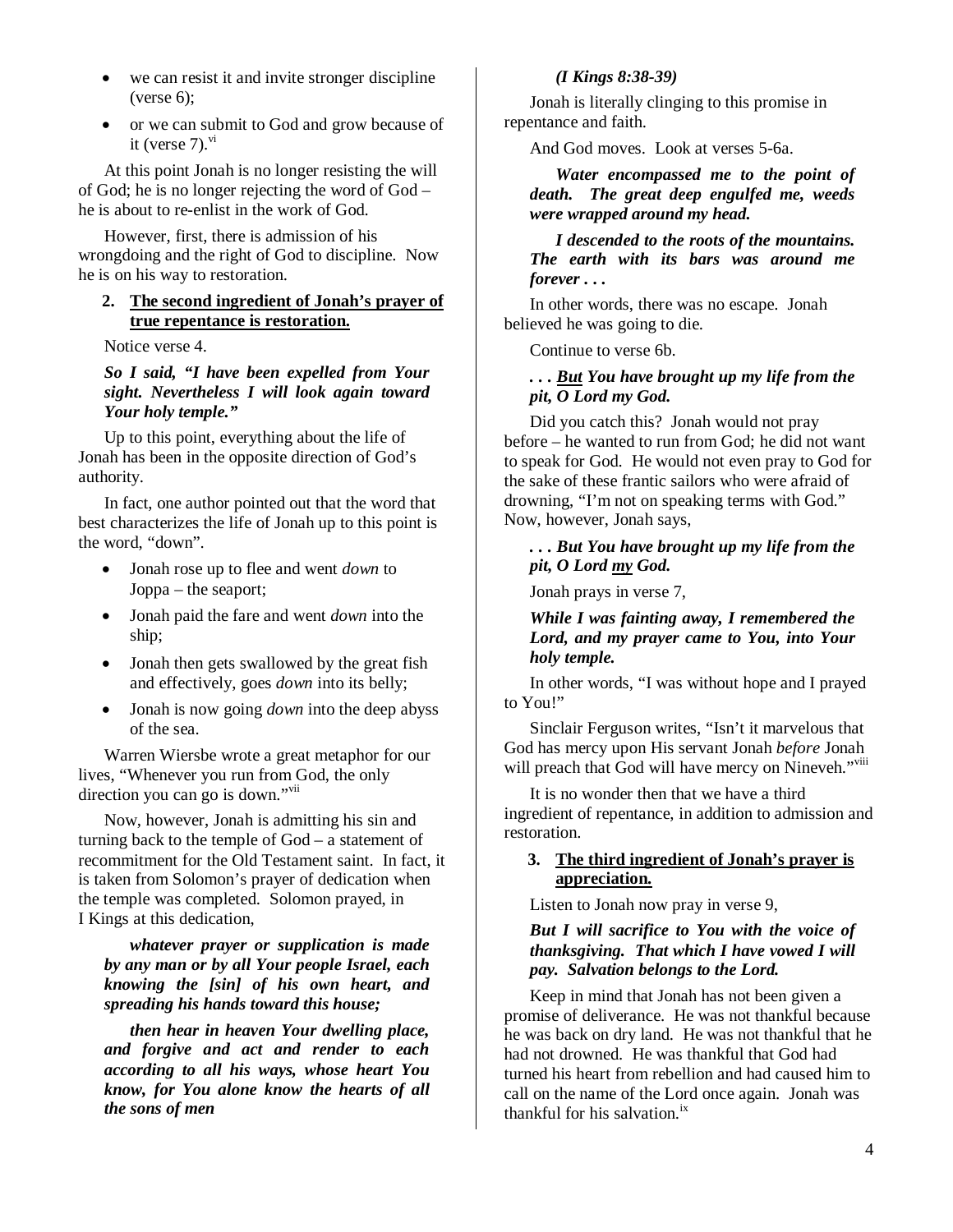- we can resist it and invite stronger discipline (verse 6);
- or we can submit to God and grow because of it (verse 7).[vi]

At this point Jonah is no longer resisting the will of God; he is no longer rejecting the word of God – he is about to re-enlist in the work of God.

However, first, there is admission of his wrongdoing and the right of God to discipline. Now he is on his way to restoration.

**2. <u>The second ingredient of Jonah's prayer of true repentance is restoration.</u>**

Notice verse 4.

***So I said, "I have been expelled from Your sight. Nevertheless I will look again toward Your holy temple."***

Up to this point, everything about the life of Jonah has been in the opposite direction of God's authority.

In fact, one author pointed out that the word that best characterizes the life of Jonah up to this point is the word, "down".

- Jonah rose up to flee and went *down* to Joppa – the seaport;
- Jonah paid the fare and went *down* into the ship;
- Jonah then gets swallowed by the great fish and effectively, goes *down* into its belly;
- Jonah is now going *down* into the deep abyss of the sea.

Warren Wiersbe wrote a great metaphor for our lives, "Whenever you run from God, the only direction you can go is down."[vii]

Now, however, Jonah is admitting his sin and turning back to the temple of God – a statement of recommitment for the Old Testament saint. In fact, it is taken from Solomon's prayer of dedication when the temple was completed. Solomon prayed, in I Kings at this dedication,

> ***whatever prayer or supplication is made by any man or by all Your people Israel, each knowing the [sin] of his own heart, and spreading his hands toward this house;***
>
> ***then hear in heaven Your dwelling place, and forgive and act and render to each according to all his ways, whose heart You know, for You alone know the hearts of all the sons of men***
>
> ***(I Kings 8:38-39)***

Jonah is literally clinging to this promise in repentance and faith.

And God moves. Look at verses 5-6a.

> ***Water encompassed me to the point of death. The great deep engulfed me, weeds were wrapped around my head.***
>
> ***I descended to the roots of the mountains. The earth with its bars was around me forever . . .***

In other words, there was no escape. Jonah believed he was going to die.

Continue to verse 6b.

***. . . <u>But</u> You have brought up my life from the pit, O Lord my God.***

Did you catch this? Jonah would not pray before – he wanted to run from God; he did not want to speak for God. He would not even pray to God for the sake of these frantic sailors who were afraid of drowning, "I'm not on speaking terms with God." Now, however, Jonah says,

***. . . But You have brought up my life from the pit, O Lord <u>my</u> God.***

Jonah prays in verse 7,

***While I was fainting away, I remembered the Lord, and my prayer came to You, into Your holy temple.***

In other words, "I was without hope and I prayed to You!"

Sinclair Ferguson writes, "Isn't it marvelous that God has mercy upon His servant Jonah *before* Jonah will preach that God will have mercy on Nineveh."[viii]

It is no wonder then that we have a third ingredient of repentance, in addition to admission and restoration.

**3. <u>The third ingredient of Jonah's prayer is appreciation.</u>**

Listen to Jonah now pray in verse 9,

***But I will sacrifice to You with the voice of thanksgiving. That which I have vowed I will pay. Salvation belongs to the Lord.***

Keep in mind that Jonah has not been given a promise of deliverance. He was not thankful because he was back on dry land. He was not thankful that he had not drowned. He was thankful that God had turned his heart from rebellion and had caused him to call on the name of the Lord once again. Jonah was thankful for his salvation.[ix]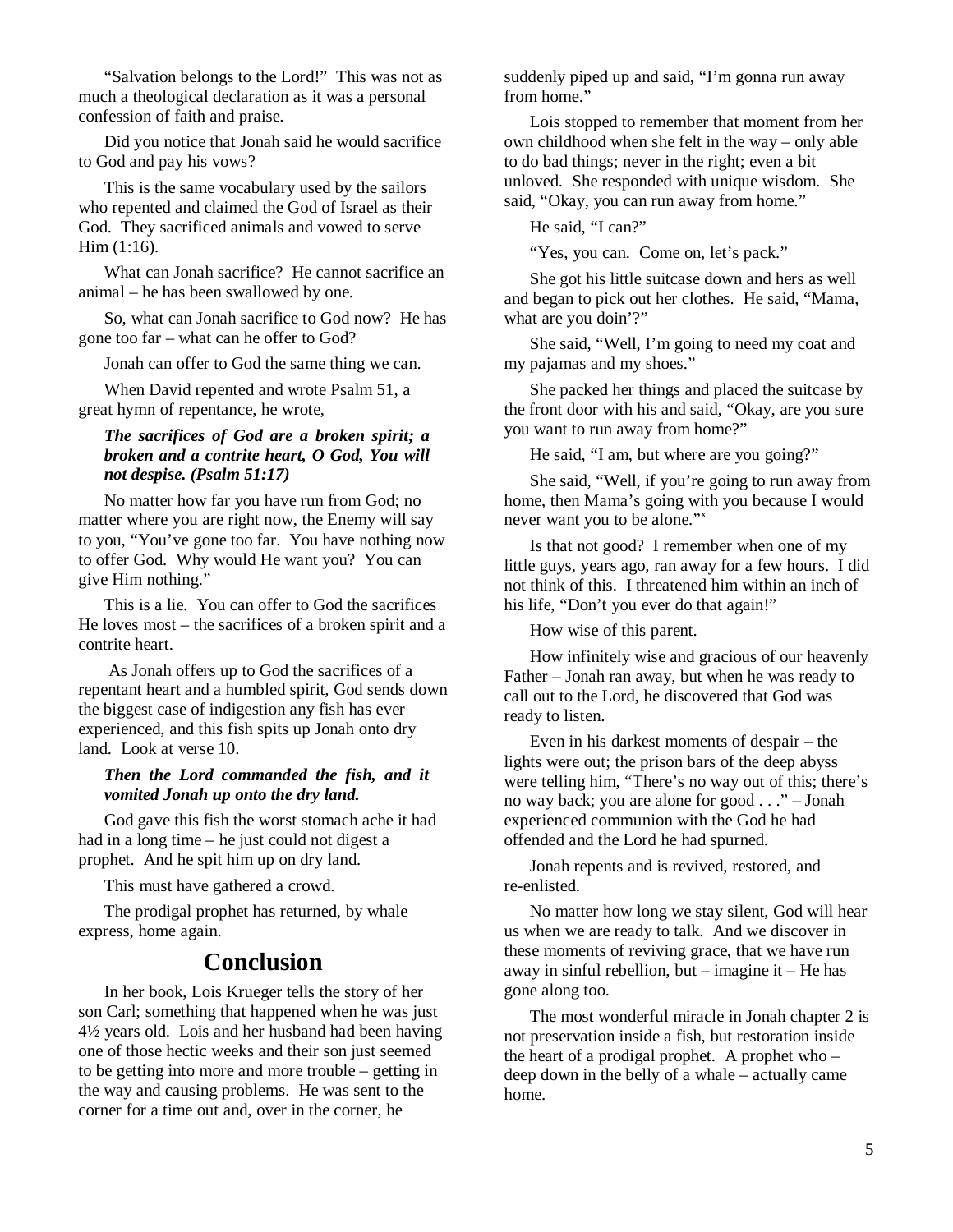"Salvation belongs to the Lord!" This was not as much a theological declaration as it was a personal confession of faith and praise.

Did you notice that Jonah said he would sacrifice to God and pay his vows?

This is the same vocabulary used by the sailors who repented and claimed the God of Israel as their God. They sacrificed animals and vowed to serve Him (1:16).

What can Jonah sacrifice? He cannot sacrifice an animal – he has been swallowed by one.

So, what can Jonah sacrifice to God now? He has gone too far – what can he offer to God?

Jonah can offer to God the same thing we can.

When David repented and wrote Psalm 51, a great hymn of repentance, he wrote,

> ***The sacrifices of God are a broken spirit; a broken and a contrite heart, O God, You will not despise. (Psalm 51:17)***

No matter how far you have run from God; no matter where you are right now, the Enemy will say to you, "You've gone too far. You have nothing now to offer God. Why would He want you? You can give Him nothing."

This is a lie. You can offer to God the sacrifices He loves most – the sacrifices of a broken spirit and a contrite heart.

As Jonah offers up to God the sacrifices of a repentant heart and a humbled spirit, God sends down the biggest case of indigestion any fish has ever experienced, and this fish spits up Jonah onto dry land. Look at verse 10.

> ***Then the Lord commanded the fish, and it vomited Jonah up onto the dry land.***

God gave this fish the worst stomach ache it had had in a long time – he just could not digest a prophet. And he spit him up on dry land.

This must have gathered a crowd.

The prodigal prophet has returned, by whale express, home again.

## Conclusion

In her book, Lois Krueger tells the story of her son Carl; something that happened when he was just 4½ years old. Lois and her husband had been having one of those hectic weeks and their son just seemed to be getting into more and more trouble – getting in the way and causing problems. He was sent to the corner for a time out and, over in the corner, he suddenly piped up and said, "I'm gonna run away from home."

Lois stopped to remember that moment from her own childhood when she felt in the way – only able to do bad things; never in the right; even a bit unloved. She responded with unique wisdom. She said, "Okay, you can run away from home."

He said, "I can?"

"Yes, you can. Come on, let's pack."

She got his little suitcase down and hers as well and began to pick out her clothes. He said, "Mama, what are you doin'?"

She said, "Well, I'm going to need my coat and my pajamas and my shoes."

She packed her things and placed the suitcase by the front door with his and said, "Okay, are you sure you want to run away from home?"

He said, "I am, but where are you going?"

She said, "Well, if you're going to run away from home, then Mama's going with you because I would never want you to be alone."[x]

Is that not good? I remember when one of my little guys, years ago, ran away for a few hours. I did not think of this. I threatened him within an inch of his life, "Don't you ever do that again!"

How wise of this parent.

How infinitely wise and gracious of our heavenly Father – Jonah ran away, but when he was ready to call out to the Lord, he discovered that God was ready to listen.

Even in his darkest moments of despair – the lights were out; the prison bars of the deep abyss were telling him, "There's no way out of this; there's no way back; you are alone for good . . ." – Jonah experienced communion with the God he had offended and the Lord he had spurned.

Jonah repents and is revived, restored, and re-enlisted.

No matter how long we stay silent, God will hear us when we are ready to talk. And we discover in these moments of reviving grace, that we have run away in sinful rebellion, but – imagine it – He has gone along too.

The most wonderful miracle in Jonah chapter 2 is not preservation inside a fish, but restoration inside the heart of a prodigal prophet. A prophet who – deep down in the belly of a whale – actually came home.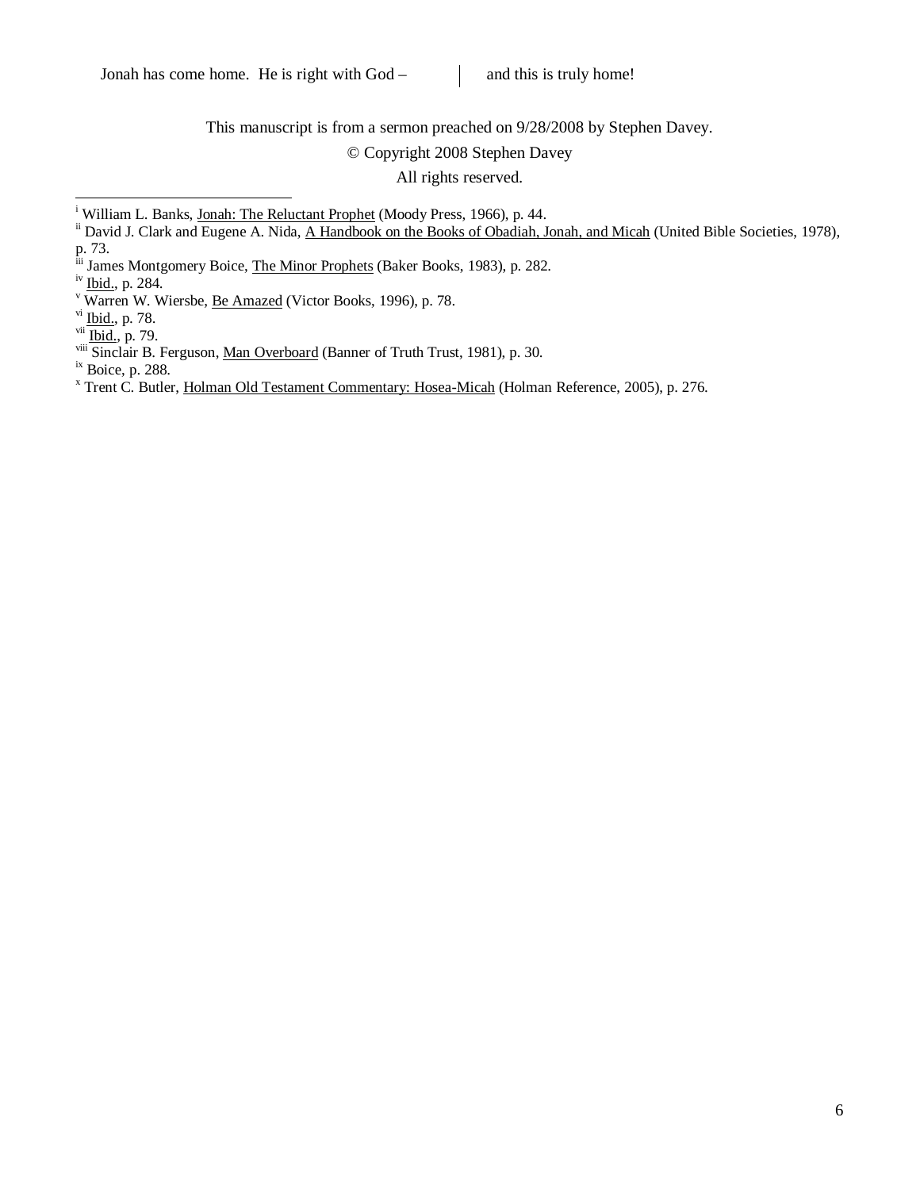Jonah has come home. He is right with God – and this is truly home!

This manuscript is from a sermon preached on 9/28/2008 by Stephen Davey.

© Copyright 2008 Stephen Davey

All rights reserved.

---

[i] William L. Banks, Jonah: The Reluctant Prophet (Moody Press, 1966), p. 44.

[ii] David J. Clark and Eugene A. Nida, A Handbook on the Books of Obadiah, Jonah, and Micah (United Bible Societies, 1978), p. 73.

[iii] James Montgomery Boice, The Minor Prophets (Baker Books, 1983), p. 282.

[iv] Ibid., p. 284.

[v] Warren W. Wiersbe, Be Amazed (Victor Books, 1996), p. 78.

[vi] Ibid., p. 78.

[vii] Ibid., p. 79.

[viii] Sinclair B. Ferguson, Man Overboard (Banner of Truth Trust, 1981), p. 30.

[ix] Boice, p. 288.

[x] Trent C. Butler, Holman Old Testament Commentary: Hosea-Micah (Holman Reference, 2005), p. 276.